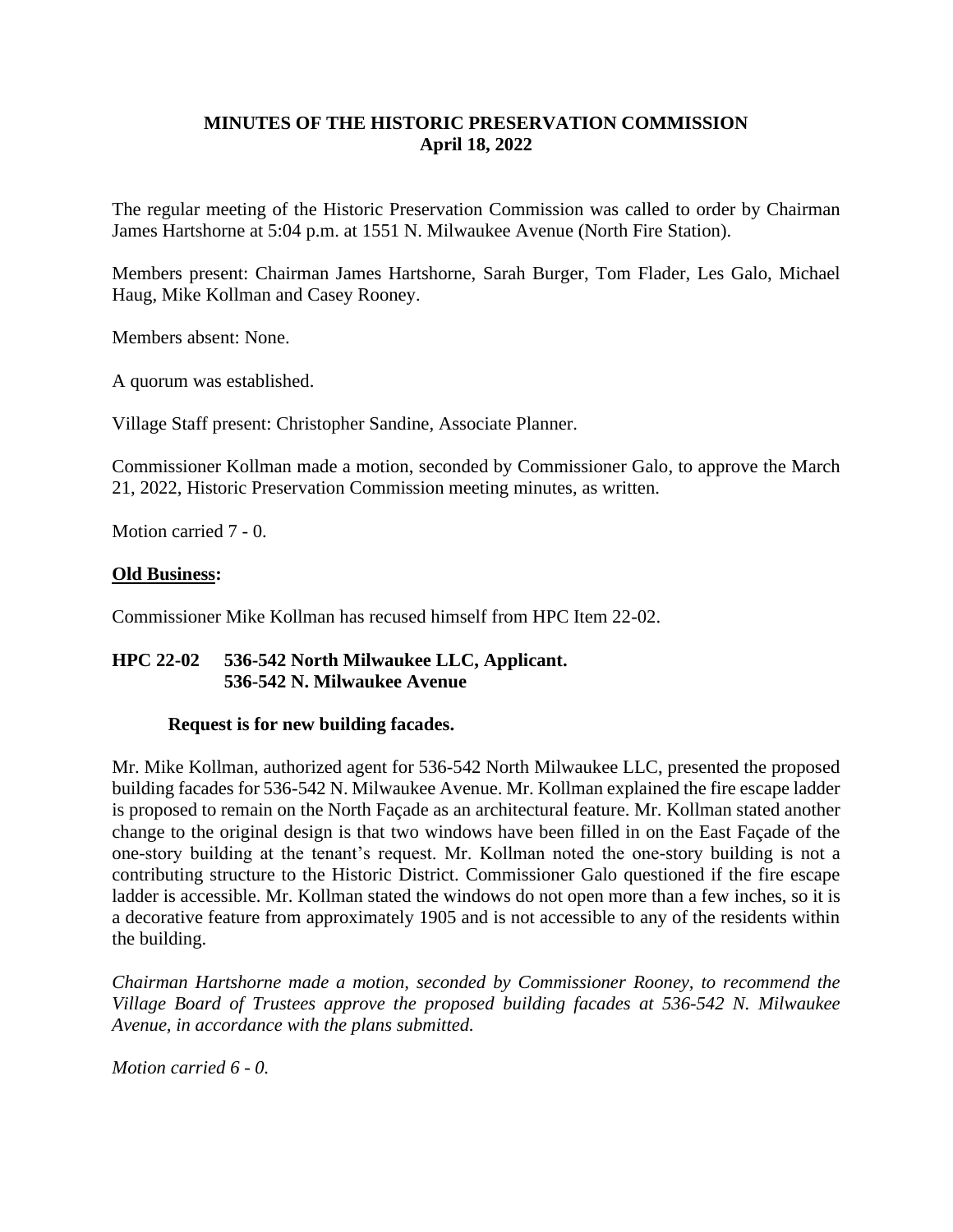# MINUTES OF THE HISTORIC PRESERVATION COMMISSION
## April 18, 2022

The regular meeting of the Historic Preservation Commission was called to order by Chairman James Hartshorne at 5:04 p.m. at 1551 N. Milwaukee Avenue (North Fire Station).

Members present: Chairman James Hartshorne, Sarah Burger, Tom Flader, Les Galo, Michael Haug, Mike Kollman and Casey Rooney.

Members absent: None.

A quorum was established.

Village Staff present: Christopher Sandine, Associate Planner.

Commissioner Kollman made a motion, seconded by Commissioner Galo, to approve the March 21, 2022, Historic Preservation Commission meeting minutes, as written.

Motion carried 7 - 0.

**Old Business:**

Commissioner Mike Kollman has recused himself from HPC Item 22-02.

**HPC 22-02 536-542 North Milwaukee LLC, Applicant.**
**536-542 N. Milwaukee Avenue**

**Request is for new building facades.**

Mr. Mike Kollman, authorized agent for 536-542 North Milwaukee LLC, presented the proposed building facades for 536-542 N. Milwaukee Avenue. Mr. Kollman explained the fire escape ladder is proposed to remain on the North Façade as an architectural feature. Mr. Kollman stated another change to the original design is that two windows have been filled in on the East Façade of the one-story building at the tenant's request. Mr. Kollman noted the one-story building is not a contributing structure to the Historic District. Commissioner Galo questioned if the fire escape ladder is accessible. Mr. Kollman stated the windows do not open more than a few inches, so it is a decorative feature from approximately 1905 and is not accessible to any of the residents within the building.

*Chairman Hartshorne made a motion, seconded by Commissioner Rooney, to recommend the Village Board of Trustees approve the proposed building facades at 536-542 N. Milwaukee Avenue, in accordance with the plans submitted.*

*Motion carried 6 - 0.*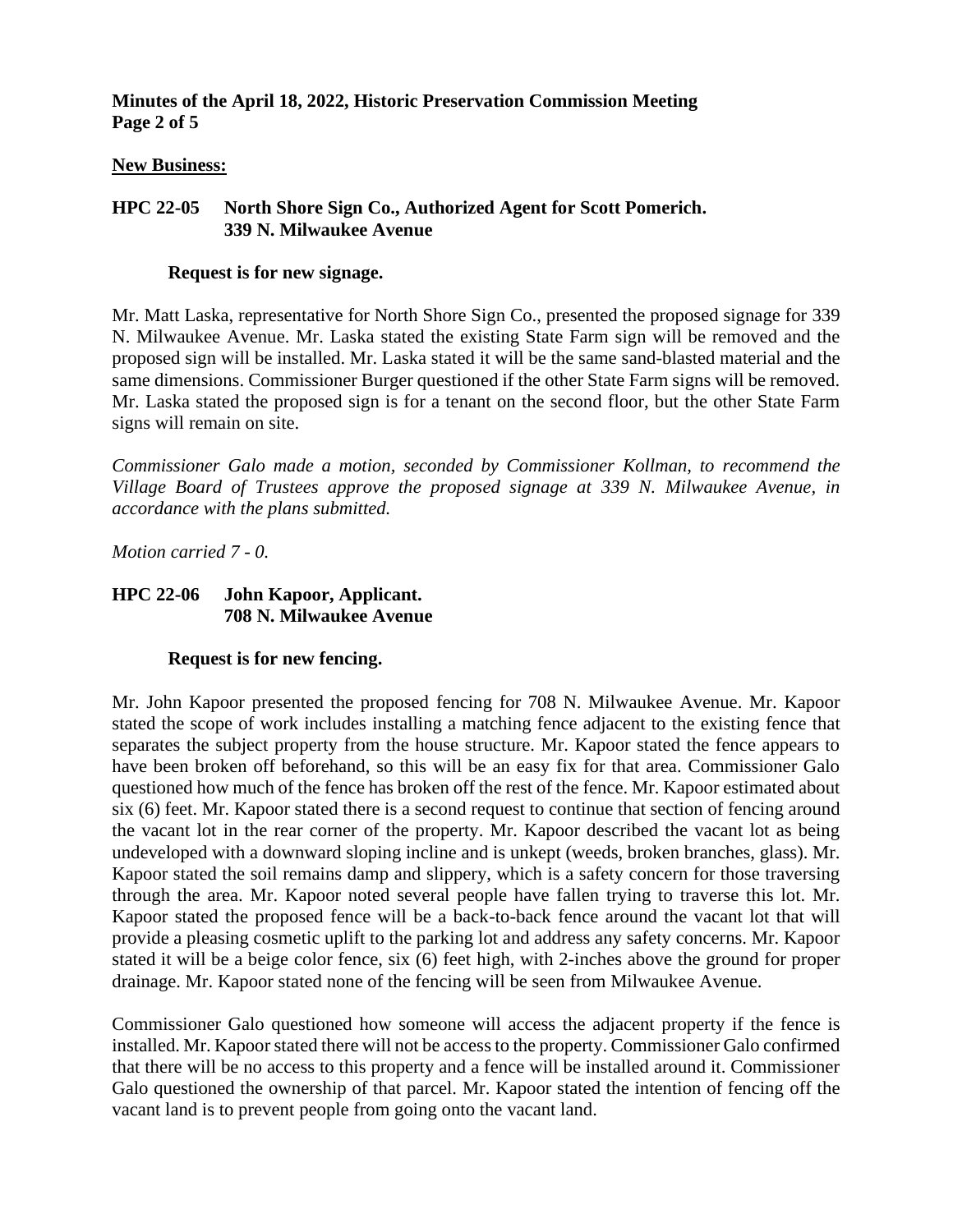## New Business:

### HPC 22-05 North Shore Sign Co., Authorized Agent for Scott Pomerich. 339 N. Milwaukee Avenue

**Request is for new signage.**

Mr. Matt Laska, representative for North Shore Sign Co., presented the proposed signage for 339 N. Milwaukee Avenue. Mr. Laska stated the existing State Farm sign will be removed and the proposed sign will be installed. Mr. Laska stated it will be the same sand-blasted material and the same dimensions. Commissioner Burger questioned if the other State Farm signs will be removed. Mr. Laska stated the proposed sign is for a tenant on the second floor, but the other State Farm signs will remain on site.

*Commissioner Galo made a motion, seconded by Commissioner Kollman, to recommend the Village Board of Trustees approve the proposed signage at 339 N. Milwaukee Avenue, in accordance with the plans submitted.*

*Motion carried 7 - 0.*

### HPC 22-06 John Kapoor, Applicant. 708 N. Milwaukee Avenue

**Request is for new fencing.**

Mr. John Kapoor presented the proposed fencing for 708 N. Milwaukee Avenue. Mr. Kapoor stated the scope of work includes installing a matching fence adjacent to the existing fence that separates the subject property from the house structure. Mr. Kapoor stated the fence appears to have been broken off beforehand, so this will be an easy fix for that area. Commissioner Galo questioned how much of the fence has broken off the rest of the fence. Mr. Kapoor estimated about six (6) feet. Mr. Kapoor stated there is a second request to continue that section of fencing around the vacant lot in the rear corner of the property. Mr. Kapoor described the vacant lot as being undeveloped with a downward sloping incline and is unkept (weeds, broken branches, glass). Mr. Kapoor stated the soil remains damp and slippery, which is a safety concern for those traversing through the area. Mr. Kapoor noted several people have fallen trying to traverse this lot. Mr. Kapoor stated the proposed fence will be a back-to-back fence around the vacant lot that will provide a pleasing cosmetic uplift to the parking lot and address any safety concerns. Mr. Kapoor stated it will be a beige color fence, six (6) feet high, with 2-inches above the ground for proper drainage. Mr. Kapoor stated none of the fencing will be seen from Milwaukee Avenue.

Commissioner Galo questioned how someone will access the adjacent property if the fence is installed. Mr. Kapoor stated there will not be access to the property. Commissioner Galo confirmed that there will be no access to this property and a fence will be installed around it. Commissioner Galo questioned the ownership of that parcel. Mr. Kapoor stated the intention of fencing off the vacant land is to prevent people from going onto the vacant land.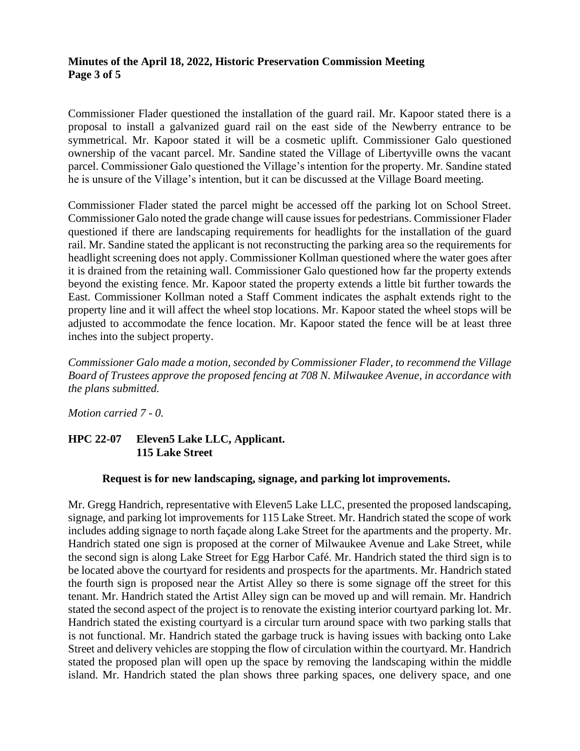Commissioner Flader questioned the installation of the guard rail. Mr. Kapoor stated there is a proposal to install a galvanized guard rail on the east side of the Newberry entrance to be symmetrical. Mr. Kapoor stated it will be a cosmetic uplift. Commissioner Galo questioned ownership of the vacant parcel. Mr. Sandine stated the Village of Libertyville owns the vacant parcel. Commissioner Galo questioned the Village's intention for the property. Mr. Sandine stated he is unsure of the Village's intention, but it can be discussed at the Village Board meeting.

Commissioner Flader stated the parcel might be accessed off the parking lot on School Street. Commissioner Galo noted the grade change will cause issues for pedestrians. Commissioner Flader questioned if there are landscaping requirements for headlights for the installation of the guard rail. Mr. Sandine stated the applicant is not reconstructing the parking area so the requirements for headlight screening does not apply. Commissioner Kollman questioned where the water goes after it is drained from the retaining wall. Commissioner Galo questioned how far the property extends beyond the existing fence. Mr. Kapoor stated the property extends a little bit further towards the East. Commissioner Kollman noted a Staff Comment indicates the asphalt extends right to the property line and it will affect the wheel stop locations. Mr. Kapoor stated the wheel stops will be adjusted to accommodate the fence location. Mr. Kapoor stated the fence will be at least three inches into the subject property.

*Commissioner Galo made a motion, seconded by Commissioner Flader, to recommend the Village Board of Trustees approve the proposed fencing at 708 N. Milwaukee Avenue, in accordance with the plans submitted.*

*Motion carried 7 - 0.*

**HPC 22-07 Eleven5 Lake LLC, Applicant.**
**115 Lake Street**

**Request is for new landscaping, signage, and parking lot improvements.**

Mr. Gregg Handrich, representative with Eleven5 Lake LLC, presented the proposed landscaping, signage, and parking lot improvements for 115 Lake Street. Mr. Handrich stated the scope of work includes adding signage to north façade along Lake Street for the apartments and the property. Mr. Handrich stated one sign is proposed at the corner of Milwaukee Avenue and Lake Street, while the second sign is along Lake Street for Egg Harbor Café. Mr. Handrich stated the third sign is to be located above the courtyard for residents and prospects for the apartments. Mr. Handrich stated the fourth sign is proposed near the Artist Alley so there is some signage off the street for this tenant. Mr. Handrich stated the Artist Alley sign can be moved up and will remain. Mr. Handrich stated the second aspect of the project is to renovate the existing interior courtyard parking lot. Mr. Handrich stated the existing courtyard is a circular turn around space with two parking stalls that is not functional. Mr. Handrich stated the garbage truck is having issues with backing onto Lake Street and delivery vehicles are stopping the flow of circulation within the courtyard. Mr. Handrich stated the proposed plan will open up the space by removing the landscaping within the middle island. Mr. Handrich stated the plan shows three parking spaces, one delivery space, and one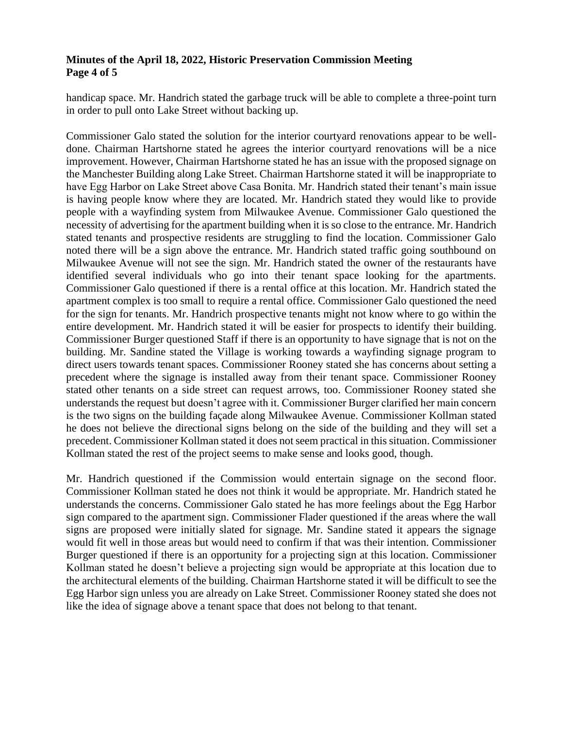handicap space. Mr. Handrich stated the garbage truck will be able to complete a three-point turn in order to pull onto Lake Street without backing up.

Commissioner Galo stated the solution for the interior courtyard renovations appear to be well-done. Chairman Hartshorne stated he agrees the interior courtyard renovations will be a nice improvement. However, Chairman Hartshorne stated he has an issue with the proposed signage on the Manchester Building along Lake Street. Chairman Hartshorne stated it will be inappropriate to have Egg Harbor on Lake Street above Casa Bonita. Mr. Handrich stated their tenant's main issue is having people know where they are located. Mr. Handrich stated they would like to provide people with a wayfinding system from Milwaukee Avenue. Commissioner Galo questioned the necessity of advertising for the apartment building when it is so close to the entrance. Mr. Handrich stated tenants and prospective residents are struggling to find the location. Commissioner Galo noted there will be a sign above the entrance. Mr. Handrich stated traffic going southbound on Milwaukee Avenue will not see the sign. Mr. Handrich stated the owner of the restaurants have identified several individuals who go into their tenant space looking for the apartments. Commissioner Galo questioned if there is a rental office at this location. Mr. Handrich stated the apartment complex is too small to require a rental office. Commissioner Galo questioned the need for the sign for tenants. Mr. Handrich prospective tenants might not know where to go within the entire development. Mr. Handrich stated it will be easier for prospects to identify their building. Commissioner Burger questioned Staff if there is an opportunity to have signage that is not on the building. Mr. Sandine stated the Village is working towards a wayfinding signage program to direct users towards tenant spaces. Commissioner Rooney stated she has concerns about setting a precedent where the signage is installed away from their tenant space. Commissioner Rooney stated other tenants on a side street can request arrows, too. Commissioner Rooney stated she understands the request but doesn't agree with it. Commissioner Burger clarified her main concern is the two signs on the building façade along Milwaukee Avenue. Commissioner Kollman stated he does not believe the directional signs belong on the side of the building and they will set a precedent. Commissioner Kollman stated it does not seem practical in this situation. Commissioner Kollman stated the rest of the project seems to make sense and looks good, though.

Mr. Handrich questioned if the Commission would entertain signage on the second floor. Commissioner Kollman stated he does not think it would be appropriate. Mr. Handrich stated he understands the concerns. Commissioner Galo stated he has more feelings about the Egg Harbor sign compared to the apartment sign. Commissioner Flader questioned if the areas where the wall signs are proposed were initially slated for signage. Mr. Sandine stated it appears the signage would fit well in those areas but would need to confirm if that was their intention. Commissioner Burger questioned if there is an opportunity for a projecting sign at this location. Commissioner Kollman stated he doesn't believe a projecting sign would be appropriate at this location due to the architectural elements of the building. Chairman Hartshorne stated it will be difficult to see the Egg Harbor sign unless you are already on Lake Street. Commissioner Rooney stated she does not like the idea of signage above a tenant space that does not belong to that tenant.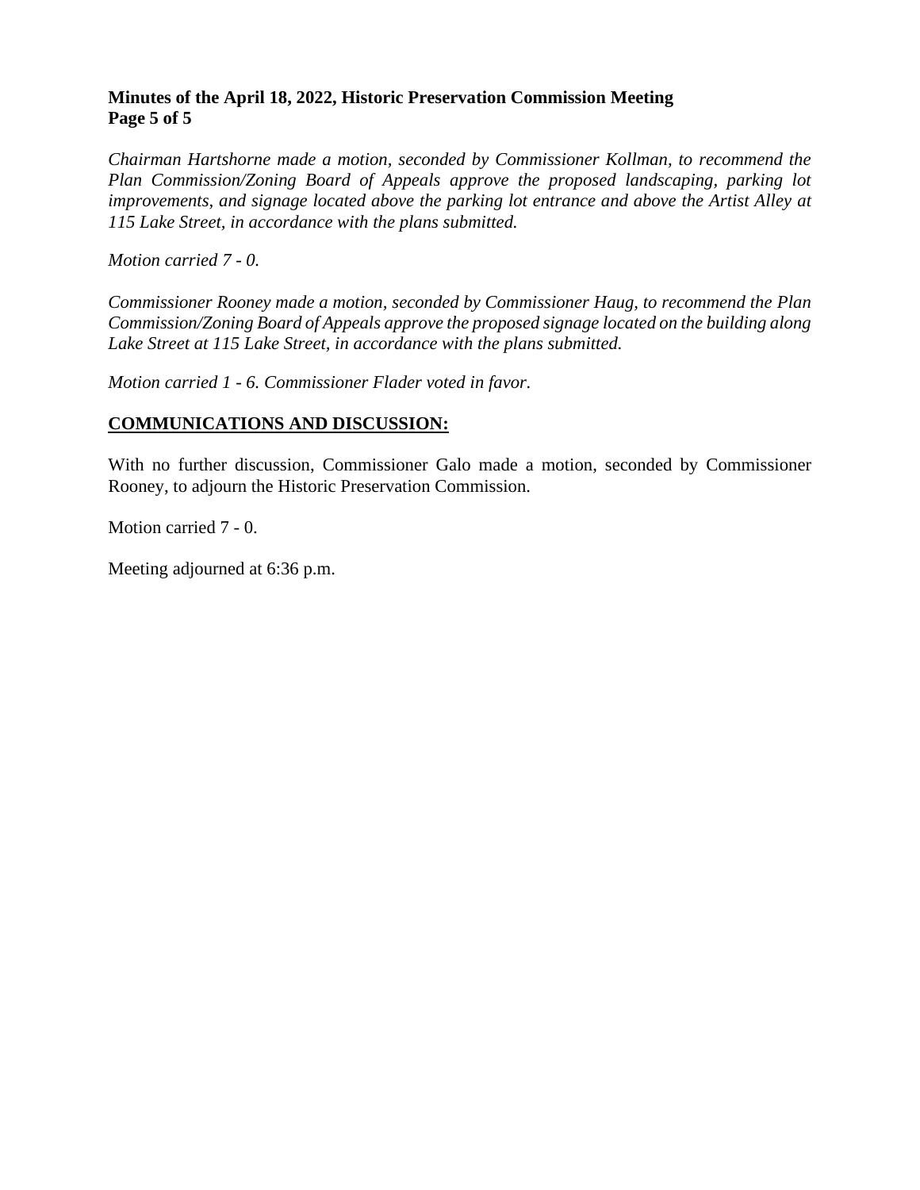*Chairman Hartshorne made a motion, seconded by Commissioner Kollman, to recommend the Plan Commission/Zoning Board of Appeals approve the proposed landscaping, parking lot improvements, and signage located above the parking lot entrance and above the Artist Alley at 115 Lake Street, in accordance with the plans submitted.*

*Motion carried 7 - 0.*

*Commissioner Rooney made a motion, seconded by Commissioner Haug, to recommend the Plan Commission/Zoning Board of Appeals approve the proposed signage located on the building along Lake Street at 115 Lake Street, in accordance with the plans submitted.*

*Motion carried 1 - 6. Commissioner Flader voted in favor.*

## **COMMUNICATIONS AND DISCUSSION:**

With no further discussion, Commissioner Galo made a motion, seconded by Commissioner Rooney, to adjourn the Historic Preservation Commission.

Motion carried 7 - 0.

Meeting adjourned at 6:36 p.m.